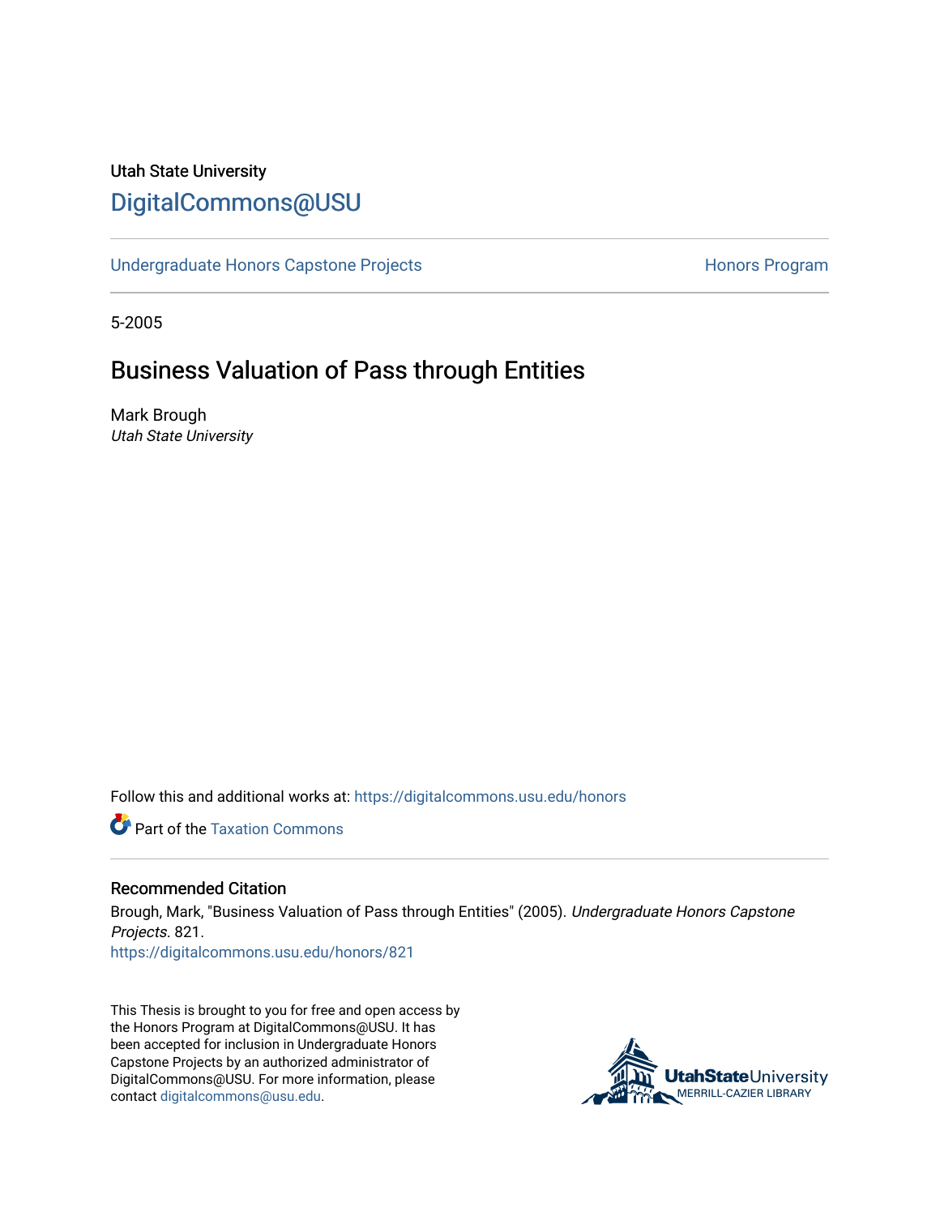Utah State University

# DigitalCommons@USU

Undergraduate Honors Capstone Projects

Honors Program

5-2005

## Business Valuation of Pass through Entities

Mark Brough
*Utah State University*

Follow this and additional works at: https://digitalcommons.usu.edu/honors

Part of the Taxation Commons

### Recommended Citation

Brough, Mark, "Business Valuation of Pass through Entities" (2005). *Undergraduate Honors Capstone Projects*. 821.
https://digitalcommons.usu.edu/honors/821

This Thesis is brought to you for free and open access by the Honors Program at DigitalCommons@USU. It has been accepted for inclusion in Undergraduate Honors Capstone Projects by an authorized administrator of DigitalCommons@USU. For more information, please contact digitalcommons@usu.edu.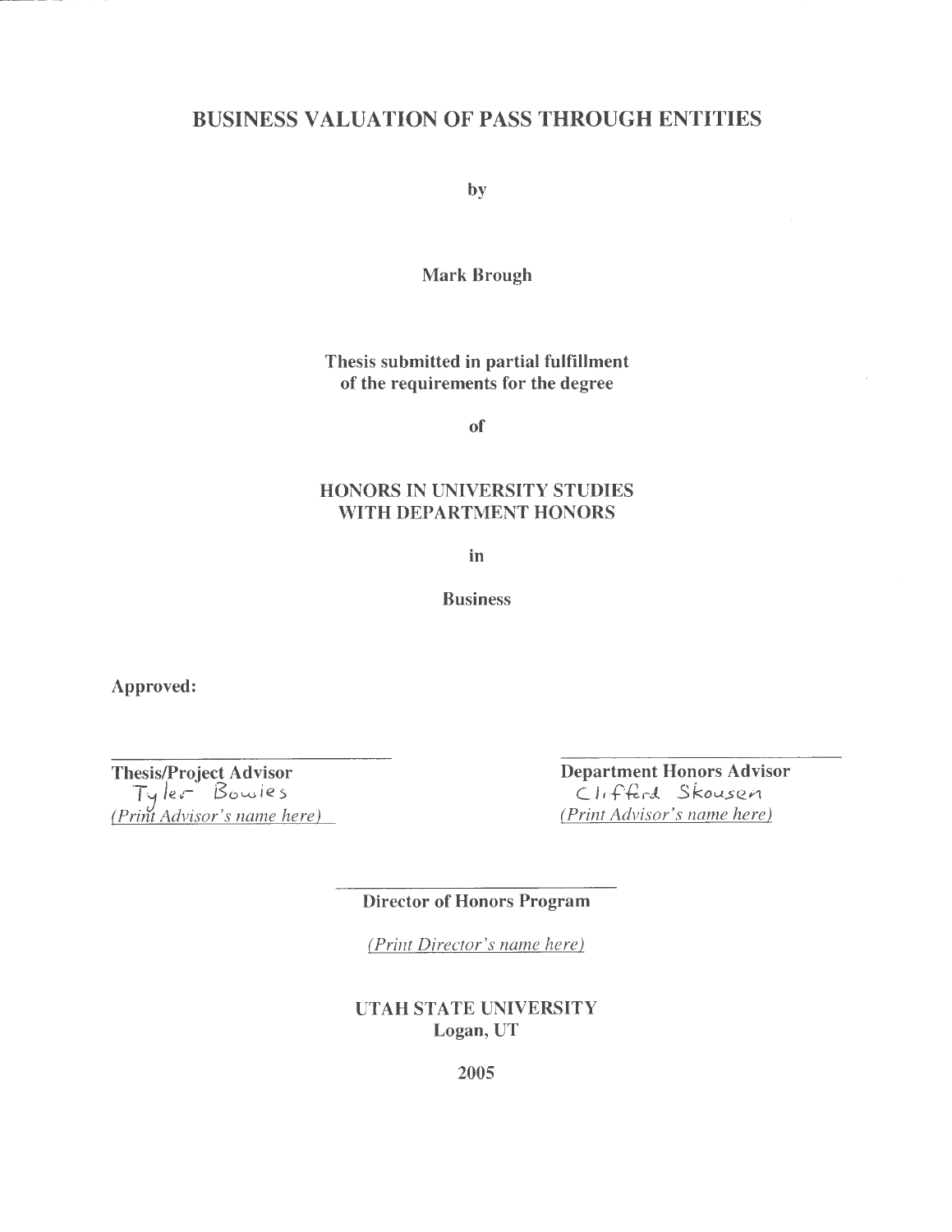# BUSINESS VALUATION OF PASS THROUGH ENTITIES

by

**Mark Brough**

**Thesis submitted in partial fulfillment of the requirements for the degree**

**of**

**HONORS IN UNIVERSITY STUDIES WITH DEPARTMENT HONORS**

**in**

**Business**

**Approved:**

| | |
|---|---|
| **Thesis/Project Advisor** | **Department Honors Advisor** |
| Tyler Bowles | Clifford Skousen |
| *(Print Advisor's name here)* | *(Print Advisor's name here)* |

**Director of Honors Program**

*(Print Director's name here)*

**UTAH STATE UNIVERSITY**
**Logan, UT**

**2005**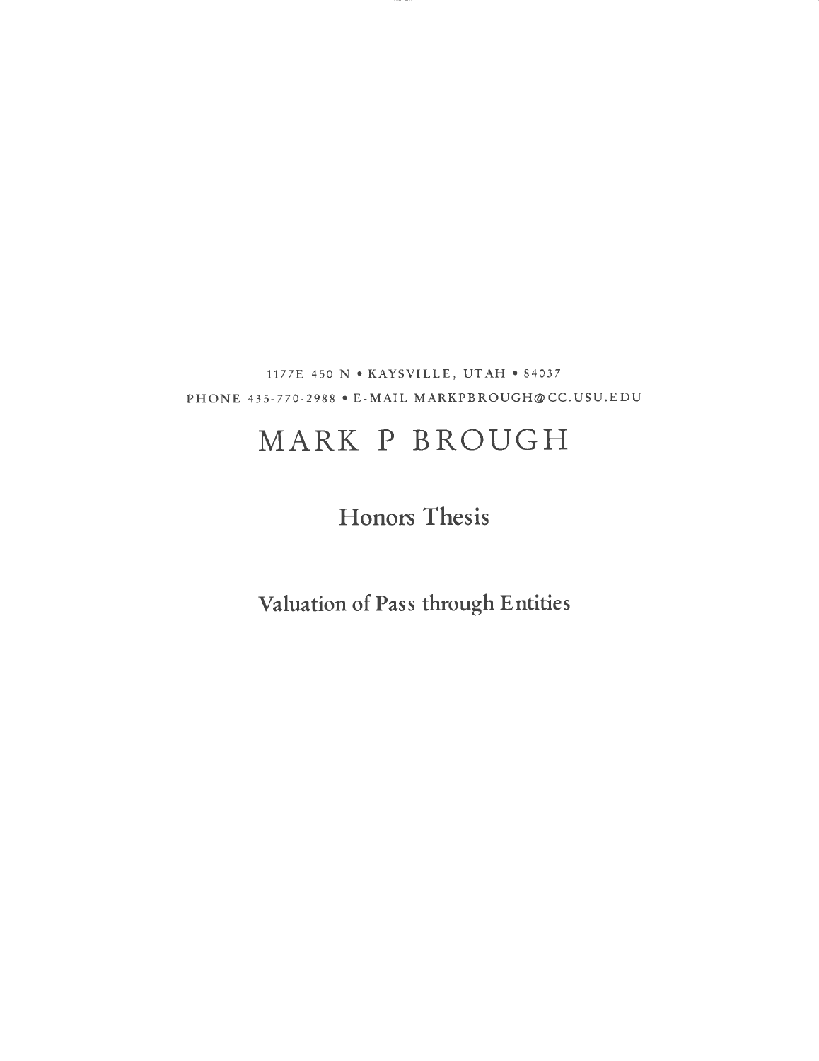1177E 450 N • KAYSVILLE, UTAH • 84037

PHONE 435-770-2988 • E-MAIL MARKPBROUGH@CC.USU.EDU

# MARK P BROUGH

## Honors Thesis

## Valuation of Pass through Entities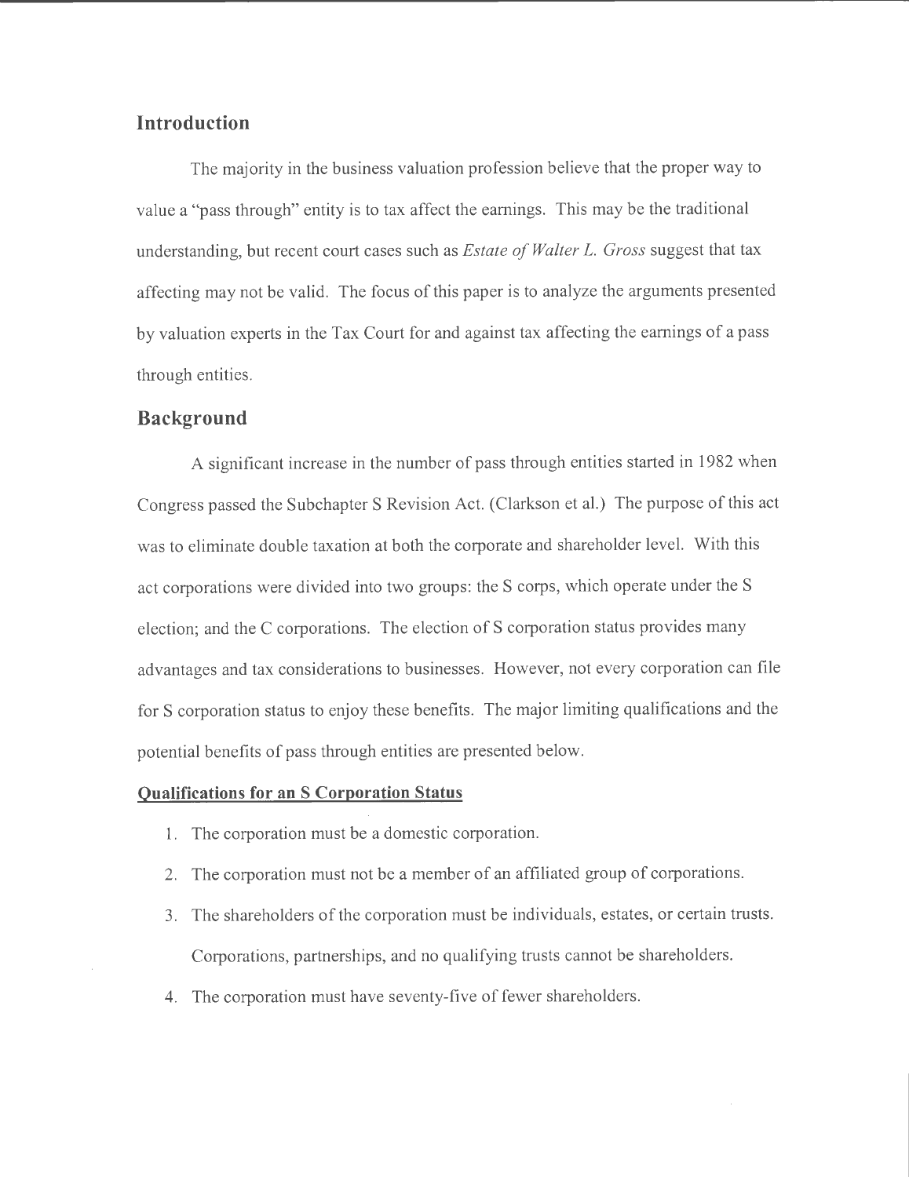## Introduction

The majority in the business valuation profession believe that the proper way to value a "pass through" entity is to tax affect the earnings. This may be the traditional understanding, but recent court cases such as *Estate of Walter L. Gross* suggest that tax affecting may not be valid. The focus of this paper is to analyze the arguments presented by valuation experts in the Tax Court for and against tax affecting the earnings of a pass through entities.

## Background

A significant increase in the number of pass through entities started in 1982 when Congress passed the Subchapter S Revision Act. (Clarkson et al.) The purpose of this act was to eliminate double taxation at both the corporate and shareholder level. With this act corporations were divided into two groups: the S corps, which operate under the S election; and the C corporations. The election of S corporation status provides many advantages and tax considerations to businesses. However, not every corporation can file for S corporation status to enjoy these benefits. The major limiting qualifications and the potential benefits of pass through entities are presented below.

**Qualifications for an S Corporation Status**

1. The corporation must be a domestic corporation.
2. The corporation must not be a member of an affiliated group of corporations.
3. The shareholders of the corporation must be individuals, estates, or certain trusts. Corporations, partnerships, and no qualifying trusts cannot be shareholders.
4. The corporation must have seventy-five of fewer shareholders.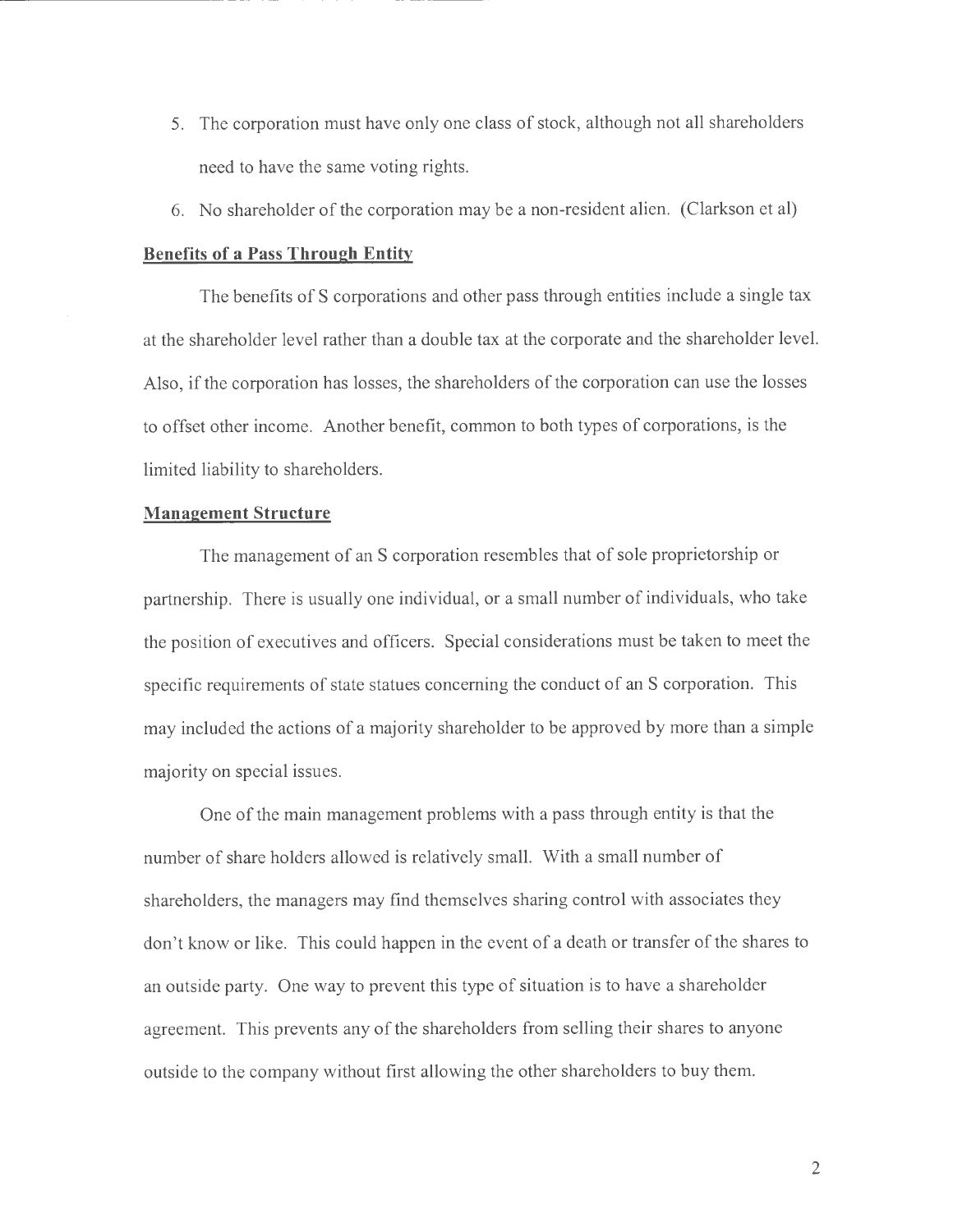5. The corporation must have only one class of stock, although not all shareholders need to have the same voting rights.
6. No shareholder of the corporation may be a non-resident alien. (Clarkson et al)

**Benefits of a Pass Through Entity**

The benefits of S corporations and other pass through entities include a single tax at the shareholder level rather than a double tax at the corporate and the shareholder level. Also, if the corporation has losses, the shareholders of the corporation can use the losses to offset other income. Another benefit, common to both types of corporations, is the limited liability to shareholders.

**Management Structure**

The management of an S corporation resembles that of sole proprietorship or partnership. There is usually one individual, or a small number of individuals, who take the position of executives and officers. Special considerations must be taken to meet the specific requirements of state statues concerning the conduct of an S corporation. This may included the actions of a majority shareholder to be approved by more than a simple majority on special issues.

One of the main management problems with a pass through entity is that the number of share holders allowed is relatively small. With a small number of shareholders, the managers may find themselves sharing control with associates they don't know or like. This could happen in the event of a death or transfer of the shares to an outside party. One way to prevent this type of situation is to have a shareholder agreement. This prevents any of the shareholders from selling their shares to anyone outside to the company without first allowing the other shareholders to buy them.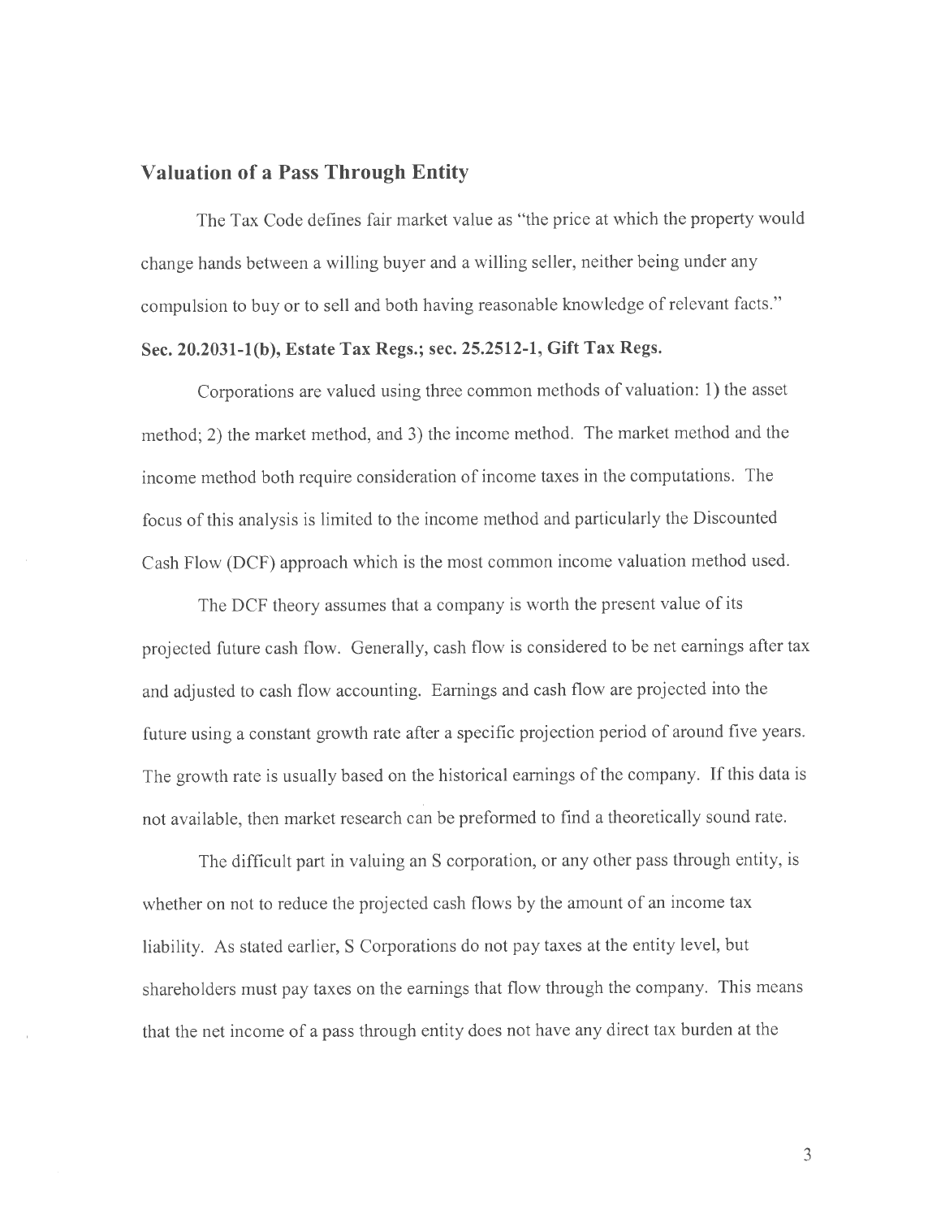## Valuation of a Pass Through Entity

The Tax Code defines fair market value as "the price at which the property would change hands between a willing buyer and a willing seller, neither being under any compulsion to buy or to sell and both having reasonable knowledge of relevant facts." **Sec. 20.2031-1(b), Estate Tax Regs.; sec. 25.2512-1, Gift Tax Regs.**

Corporations are valued using three common methods of valuation: 1) the asset method; 2) the market method, and 3) the income method. The market method and the income method both require consideration of income taxes in the computations. The focus of this analysis is limited to the income method and particularly the Discounted Cash Flow (DCF) approach which is the most common income valuation method used.

The DCF theory assumes that a company is worth the present value of its projected future cash flow. Generally, cash flow is considered to be net earnings after tax and adjusted to cash flow accounting. Earnings and cash flow are projected into the future using a constant growth rate after a specific projection period of around five years. The growth rate is usually based on the historical earnings of the company. If this data is not available, then market research can be preformed to find a theoretically sound rate.

The difficult part in valuing an S corporation, or any other pass through entity, is whether on not to reduce the projected cash flows by the amount of an income tax liability. As stated earlier, S Corporations do not pay taxes at the entity level, but shareholders must pay taxes on the earnings that flow through the company. This means that the net income of a pass through entity does not have any direct tax burden at the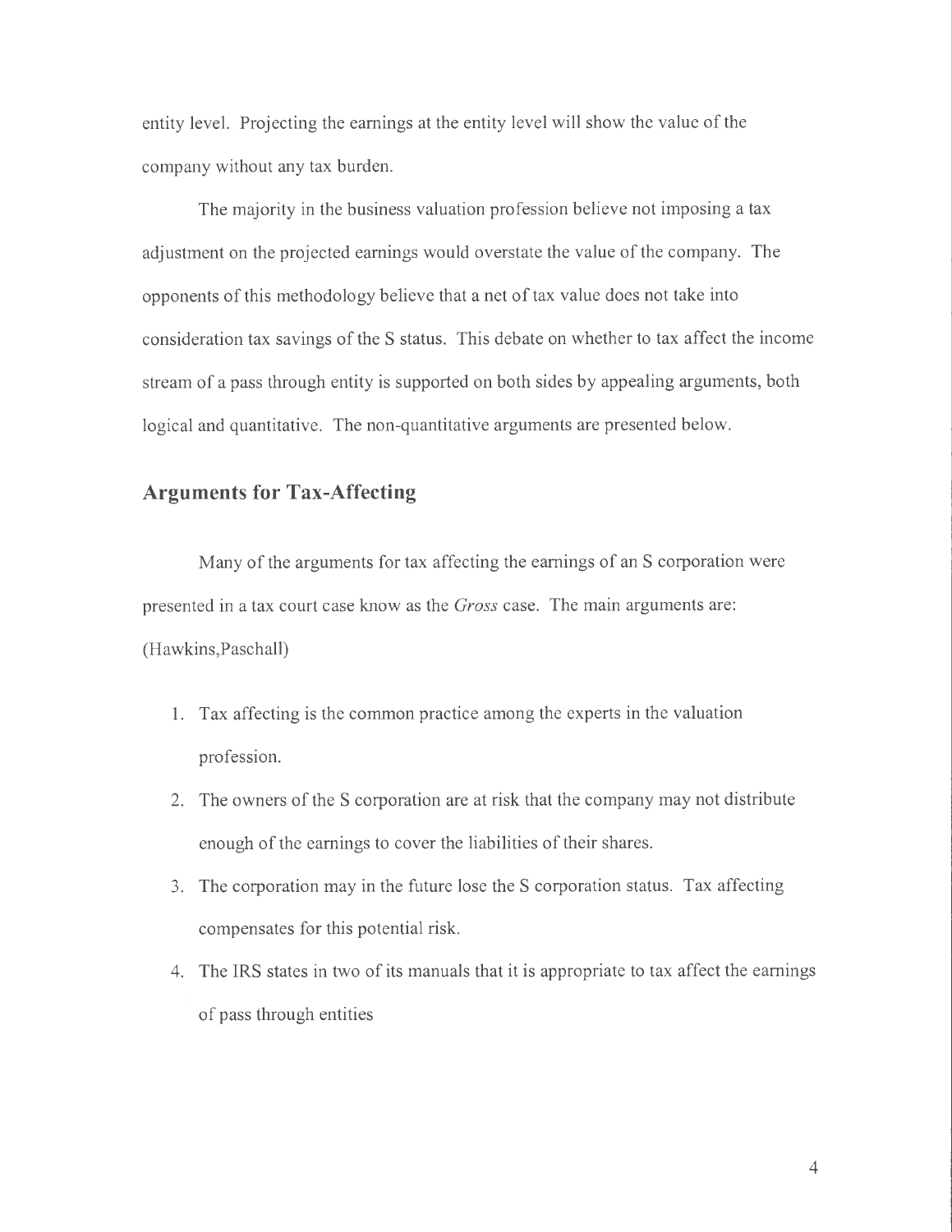entity level. Projecting the earnings at the entity level will show the value of the company without any tax burden.

The majority in the business valuation profession believe not imposing a tax adjustment on the projected earnings would overstate the value of the company. The opponents of this methodology believe that a net of tax value does not take into consideration tax savings of the S status. This debate on whether to tax affect the income stream of a pass through entity is supported on both sides by appealing arguments, both logical and quantitative. The non-quantitative arguments are presented below.

## Arguments for Tax-Affecting

Many of the arguments for tax affecting the earnings of an S corporation were presented in a tax court case know as the *Gross* case. The main arguments are: (Hawkins,Paschall)

1. Tax affecting is the common practice among the experts in the valuation profession.
2. The owners of the S corporation are at risk that the company may not distribute enough of the earnings to cover the liabilities of their shares.
3. The corporation may in the future lose the S corporation status. Tax affecting compensates for this potential risk.
4. The IRS states in two of its manuals that it is appropriate to tax affect the earnings of pass through entities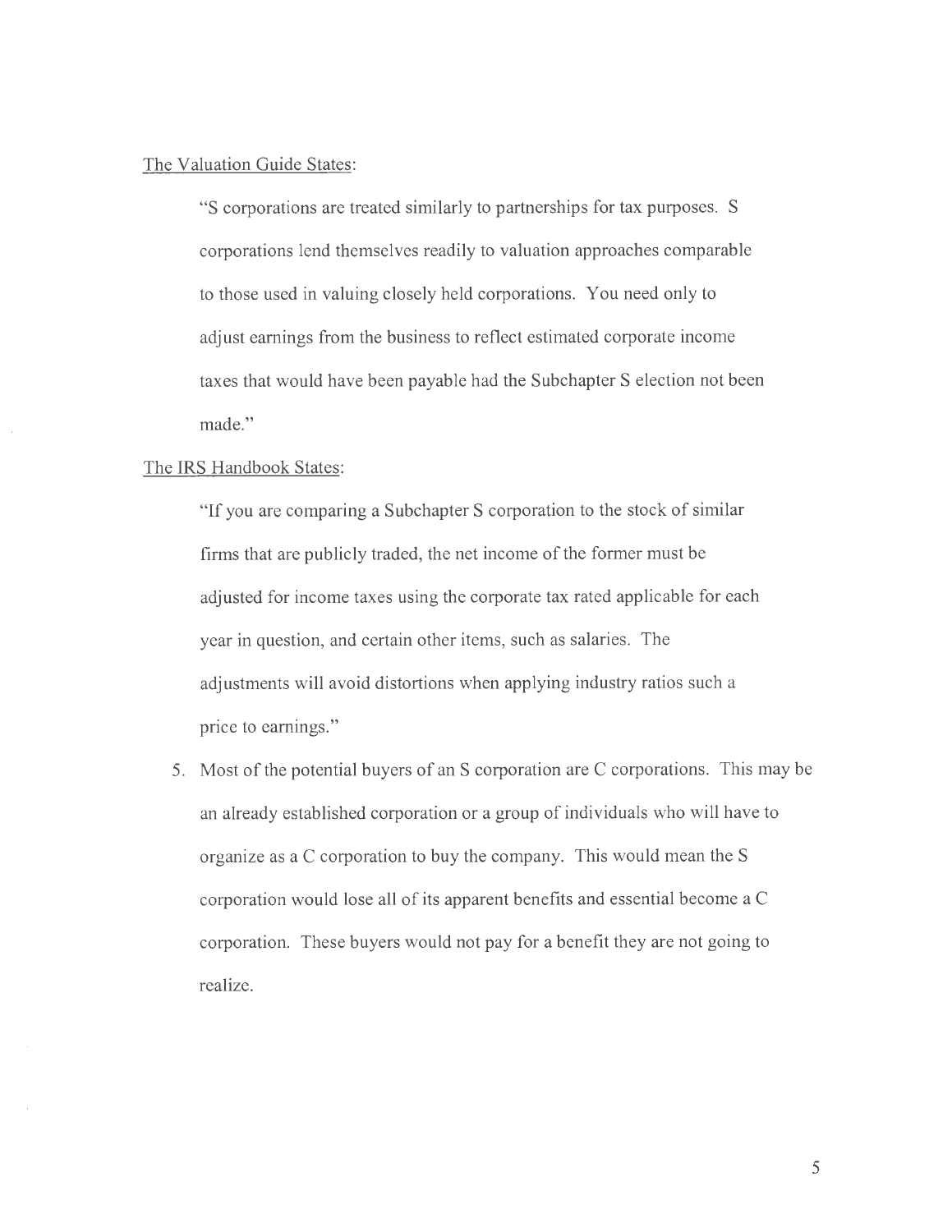The Valuation Guide States:

> "S corporations are treated similarly to partnerships for tax purposes. S corporations lend themselves readily to valuation approaches comparable to those used in valuing closely held corporations. You need only to adjust earnings from the business to reflect estimated corporate income taxes that would have been payable had the Subchapter S election not been made."

The IRS Handbook States:

> "If you are comparing a Subchapter S corporation to the stock of similar firms that are publicly traded, the net income of the former must be adjusted for income taxes using the corporate tax rated applicable for each year in question, and certain other items, such as salaries. The adjustments will avoid distortions when applying industry ratios such a price to earnings."

5. Most of the potential buyers of an S corporation are C corporations. This may be an already established corporation or a group of individuals who will have to organize as a C corporation to buy the company. This would mean the S corporation would lose all of its apparent benefits and essential become a C corporation. These buyers would not pay for a benefit they are not going to realize.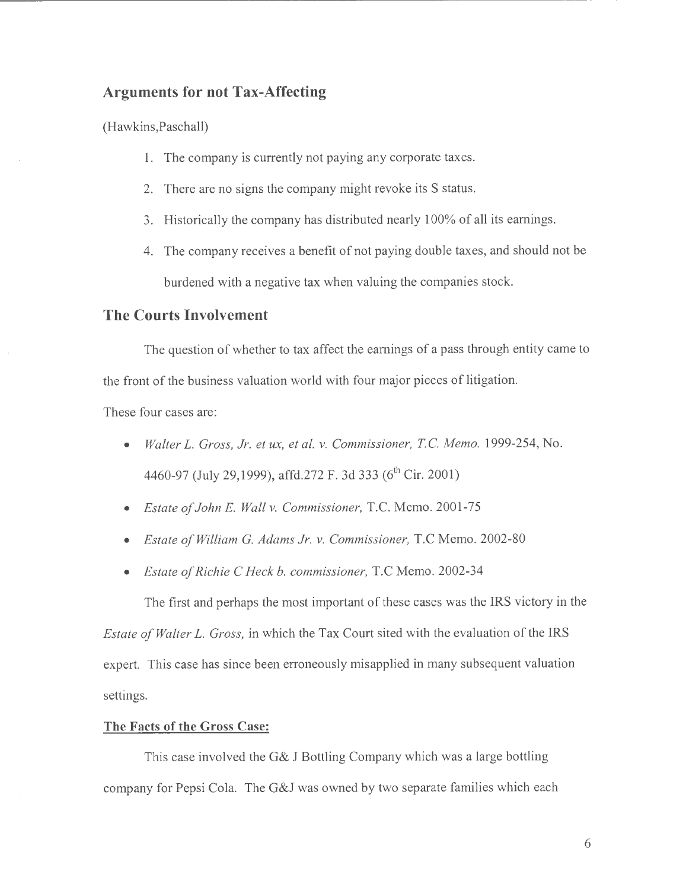## Arguments for not Tax-Affecting

(Hawkins,Paschall)

1. The company is currently not paying any corporate taxes.
2. There are no signs the company might revoke its S status.
3. Historically the company has distributed nearly 100% of all its earnings.
4. The company receives a benefit of not paying double taxes, and should not be burdened with a negative tax when valuing the companies stock.

## The Courts Involvement

The question of whether to tax affect the earnings of a pass through entity came to the front of the business valuation world with four major pieces of litigation.

These four cases are:

- *Walter L. Gross, Jr. et ux, et al. v. Commissioner, T.C. Memo.* 1999-254, No. 4460-97 (July 29,1999), affd.272 F. 3d 333 (6th Cir. 2001)
- *Estate of John E. Wall v. Commissioner,* T.C. Memo. 2001-75
- *Estate of William G. Adams Jr. v. Commissioner,* T.C Memo. 2002-80
- *Estate of Richie C Heck b. commissioner,* T.C Memo. 2002-34

The first and perhaps the most important of these cases was the IRS victory in the *Estate of Walter L. Gross,* in which the Tax Court sited with the evaluation of the IRS expert. This case has since been erroneously misapplied in many subsequent valuation settings.

**The Facts of the Gross Case:**

This case involved the G& J Bottling Company which was a large bottling company for Pepsi Cola. The G&J was owned by two separate families which each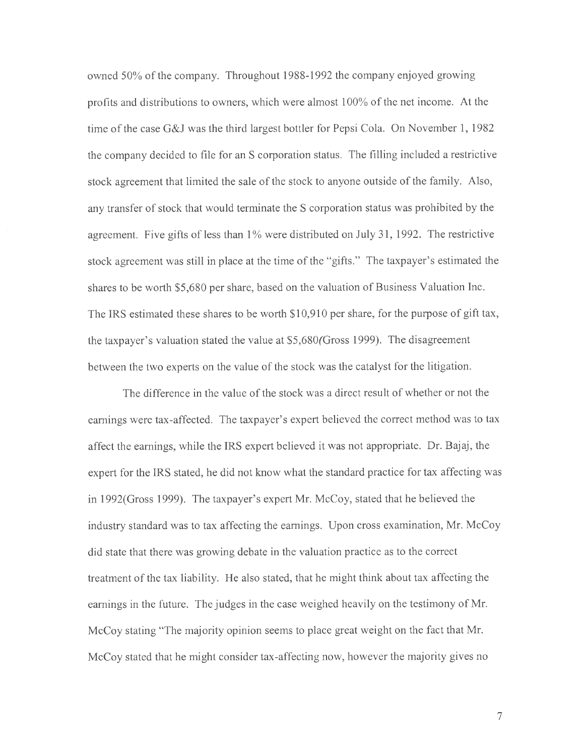owned 50% of the company. Throughout 1988-1992 the company enjoyed growing profits and distributions to owners, which were almost 100% of the net income. At the time of the case G&J was the third largest bottler for Pepsi Cola. On November 1, 1982 the company decided to file for an S corporation status. The filling included a restrictive stock agreement that limited the sale of the stock to anyone outside of the family. Also, any transfer of stock that would terminate the S corporation status was prohibited by the agreement. Five gifts of less than 1% were distributed on July 31, 1992. The restrictive stock agreement was still in place at the time of the "gifts." The taxpayer's estimated the shares to be worth $5,680 per share, based on the valuation of Business Valuation Inc. The IRS estimated these shares to be worth $10,910 per share, for the purpose of gift tax, the taxpayer's valuation stated the value at $5,680(Gross 1999). The disagreement between the two experts on the value of the stock was the catalyst for the litigation.

The difference in the value of the stock was a direct result of whether or not the earnings were tax-affected. The taxpayer's expert believed the correct method was to tax affect the earnings, while the IRS expert believed it was not appropriate. Dr. Bajaj, the expert for the IRS stated, he did not know what the standard practice for tax affecting was in 1992(Gross 1999). The taxpayer's expert Mr. McCoy, stated that he believed the industry standard was to tax affecting the earnings. Upon cross examination, Mr. McCoy did state that there was growing debate in the valuation practice as to the correct treatment of the tax liability. He also stated, that he might think about tax affecting the earnings in the future. The judges in the case weighed heavily on the testimony of Mr. McCoy stating "The majority opinion seems to place great weight on the fact that Mr. McCoy stated that he might consider tax-affecting now, however the majority gives no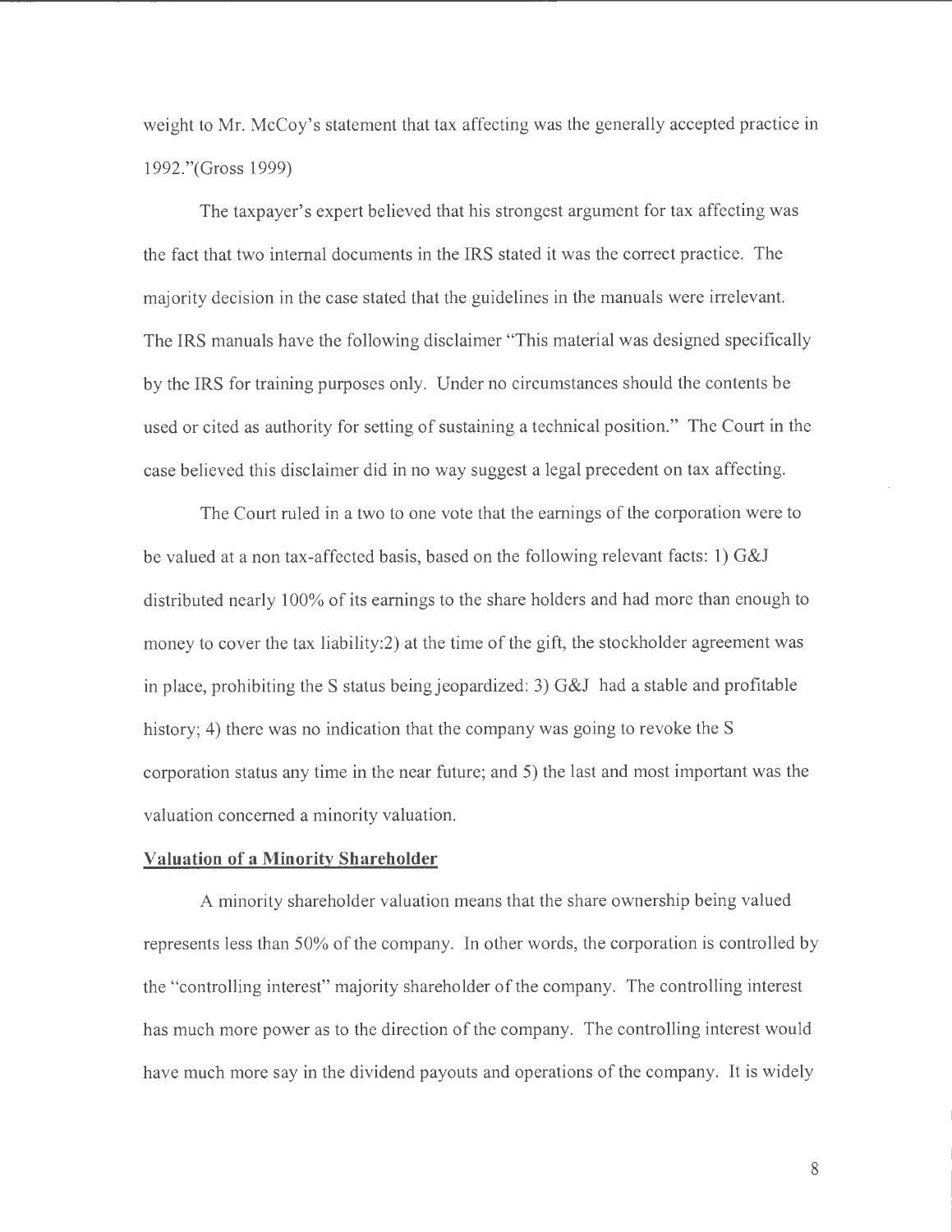weight to Mr. McCoy's statement that tax affecting was the generally accepted practice in 1992."(Gross 1999)

The taxpayer's expert believed that his strongest argument for tax affecting was the fact that two internal documents in the IRS stated it was the correct practice. The majority decision in the case stated that the guidelines in the manuals were irrelevant. The IRS manuals have the following disclaimer "This material was designed specifically by the IRS for training purposes only. Under no circumstances should the contents be used or cited as authority for setting of sustaining a technical position." The Court in the case believed this disclaimer did in no way suggest a legal precedent on tax affecting.

The Court ruled in a two to one vote that the earnings of the corporation were to be valued at a non tax-affected basis, based on the following relevant facts: 1) G&J distributed nearly 100% of its earnings to the share holders and had more than enough to money to cover the tax liability:2) at the time of the gift, the stockholder agreement was in place, prohibiting the S status being jeopardized: 3) G&J had a stable and profitable history; 4) there was no indication that the company was going to revoke the S corporation status any time in the near future; and 5) the last and most important was the valuation concerned a minority valuation.

## Valuation of a Minority Shareholder

A minority shareholder valuation means that the share ownership being valued represents less than 50% of the company. In other words, the corporation is controlled by the "controlling interest" majority shareholder of the company. The controlling interest has much more power as to the direction of the company. The controlling interest would have much more say in the dividend payouts and operations of the company. It is widely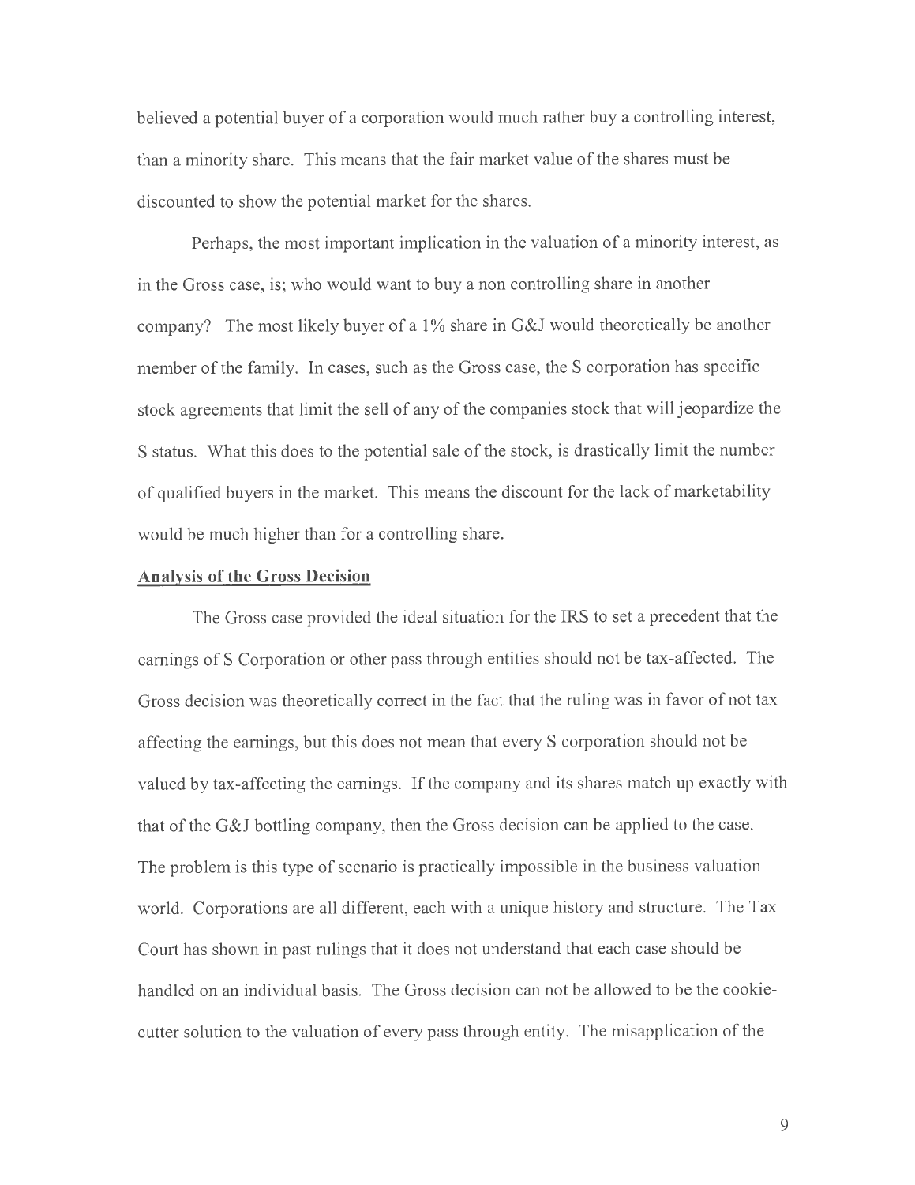believed a potential buyer of a corporation would much rather buy a controlling interest, than a minority share. This means that the fair market value of the shares must be discounted to show the potential market for the shares.

Perhaps, the most important implication in the valuation of a minority interest, as in the Gross case, is; who would want to buy a non controlling share in another company? The most likely buyer of a 1% share in G&J would theoretically be another member of the family. In cases, such as the Gross case, the S corporation has specific stock agreements that limit the sell of any of the companies stock that will jeopardize the S status. What this does to the potential sale of the stock, is drastically limit the number of qualified buyers in the market. This means the discount for the lack of marketability would be much higher than for a controlling share.

**Analysis of the Gross Decision**

The Gross case provided the ideal situation for the IRS to set a precedent that the earnings of S Corporation or other pass through entities should not be tax-affected. The Gross decision was theoretically correct in the fact that the ruling was in favor of not tax affecting the earnings, but this does not mean that every S corporation should not be valued by tax-affecting the earnings. If the company and its shares match up exactly with that of the G&J bottling company, then the Gross decision can be applied to the case. The problem is this type of scenario is practically impossible in the business valuation world. Corporations are all different, each with a unique history and structure. The Tax Court has shown in past rulings that it does not understand that each case should be handled on an individual basis. The Gross decision can not be allowed to be the cookie-cutter solution to the valuation of every pass through entity. The misapplication of the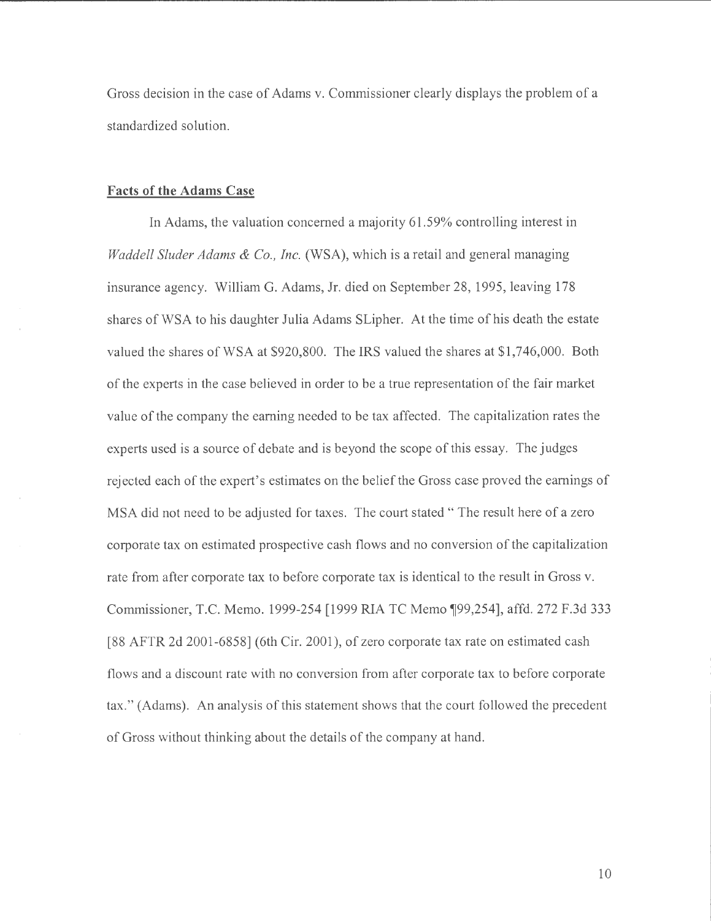Gross decision in the case of Adams v. Commissioner clearly displays the problem of a standardized solution.

**Facts of the Adams Case**

In Adams, the valuation concerned a majority 61.59% controlling interest in *Waddell Sluder Adams & Co., Inc.* (WSA), which is a retail and general managing insurance agency. William G. Adams, Jr. died on September 28, 1995, leaving 178 shares of WSA to his daughter Julia Adams SLipher. At the time of his death the estate valued the shares of WSA at $920,800. The IRS valued the shares at $1,746,000. Both of the experts in the case believed in order to be a true representation of the fair market value of the company the earning needed to be tax affected. The capitalization rates the experts used is a source of debate and is beyond the scope of this essay. The judges rejected each of the expert's estimates on the belief the Gross case proved the earnings of MSA did not need to be adjusted for taxes. The court stated " The result here of a zero corporate tax on estimated prospective cash flows and no conversion of the capitalization rate from after corporate tax to before corporate tax is identical to the result in Gross v. Commissioner, T.C. Memo. 1999-254 [1999 RIA TC Memo ¶99,254], affd. 272 F.3d 333 [88 AFTR 2d 2001-6858] (6th Cir. 2001), of zero corporate tax rate on estimated cash flows and a discount rate with no conversion from after corporate tax to before corporate tax." (Adams). An analysis of this statement shows that the court followed the precedent of Gross without thinking about the details of the company at hand.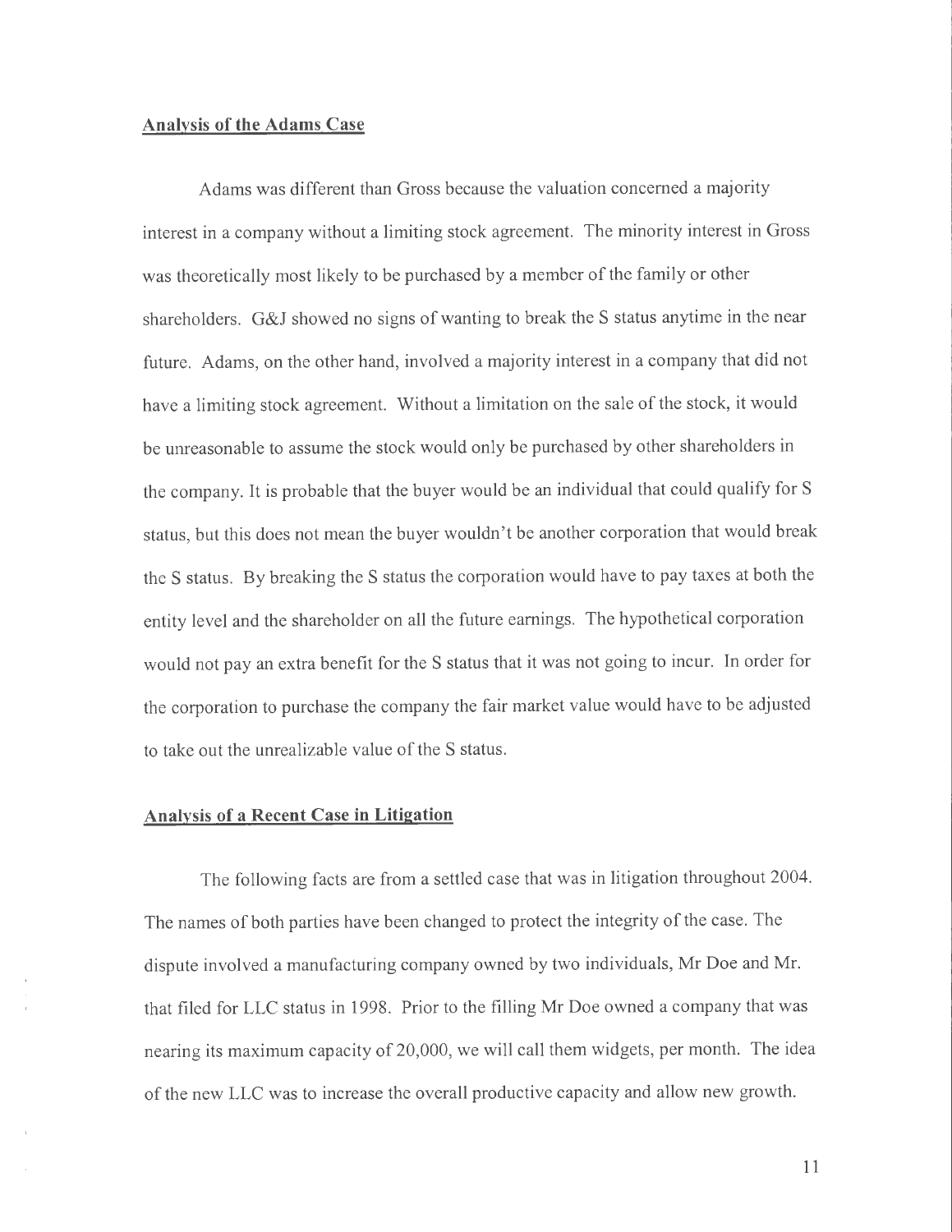## Analysis of the Adams Case

Adams was different than Gross because the valuation concerned a majority interest in a company without a limiting stock agreement. The minority interest in Gross was theoretically most likely to be purchased by a member of the family or other shareholders. G&J showed no signs of wanting to break the S status anytime in the near future. Adams, on the other hand, involved a majority interest in a company that did not have a limiting stock agreement. Without a limitation on the sale of the stock, it would be unreasonable to assume the stock would only be purchased by other shareholders in the company. It is probable that the buyer would be an individual that could qualify for S status, but this does not mean the buyer wouldn't be another corporation that would break the S status. By breaking the S status the corporation would have to pay taxes at both the entity level and the shareholder on all the future earnings. The hypothetical corporation would not pay an extra benefit for the S status that it was not going to incur. In order for the corporation to purchase the company the fair market value would have to be adjusted to take out the unrealizable value of the S status.

## Analysis of a Recent Case in Litigation

The following facts are from a settled case that was in litigation throughout 2004. The names of both parties have been changed to protect the integrity of the case. The dispute involved a manufacturing company owned by two individuals, Mr Doe and Mr. that filed for LLC status in 1998. Prior to the filling Mr Doe owned a company that was nearing its maximum capacity of 20,000, we will call them widgets, per month. The idea of the new LLC was to increase the overall productive capacity and allow new growth.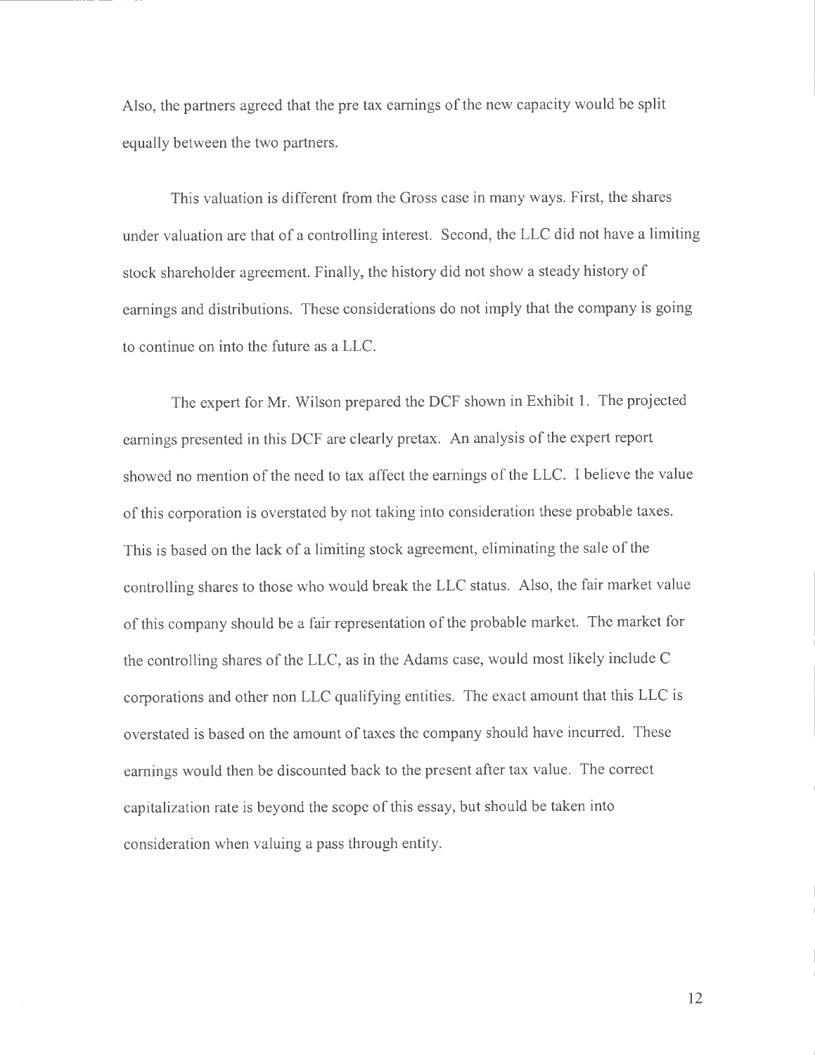Also, the partners agreed that the pre tax earnings of the new capacity would be split equally between the two partners.

This valuation is different from the Gross case in many ways. First, the shares under valuation are that of a controlling interest. Second, the LLC did not have a limiting stock shareholder agreement. Finally, the history did not show a steady history of earnings and distributions. These considerations do not imply that the company is going to continue on into the future as a LLC.

The expert for Mr. Wilson prepared the DCF shown in Exhibit 1. The projected earnings presented in this DCF are clearly pretax. An analysis of the expert report showed no mention of the need to tax affect the earnings of the LLC. I believe the value of this corporation is overstated by not taking into consideration these probable taxes. This is based on the lack of a limiting stock agreement, eliminating the sale of the controlling shares to those who would break the LLC status. Also, the fair market value of this company should be a fair representation of the probable market. The market for the controlling shares of the LLC, as in the Adams case, would most likely include C corporations and other non LLC qualifying entities. The exact amount that this LLC is overstated is based on the amount of taxes the company should have incurred. These earnings would then be discounted back to the present after tax value. The correct capitalization rate is beyond the scope of this essay, but should be taken into consideration when valuing a pass through entity.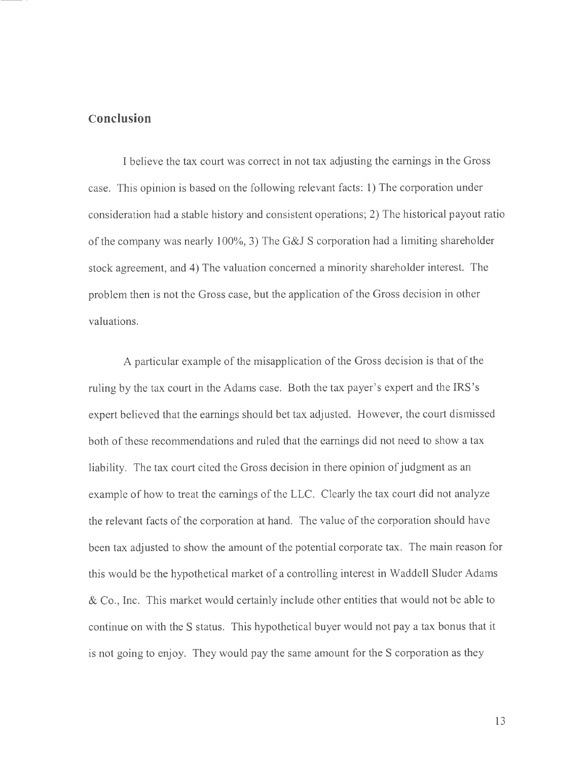## Conclusion

I believe the tax court was correct in not tax adjusting the earnings in the Gross case. This opinion is based on the following relevant facts: 1) The corporation under consideration had a stable history and consistent operations; 2) The historical payout ratio of the company was nearly 100%, 3) The G&J S corporation had a limiting shareholder stock agreement, and 4) The valuation concerned a minority shareholder interest. The problem then is not the Gross case, but the application of the Gross decision in other valuations.

A particular example of the misapplication of the Gross decision is that of the ruling by the tax court in the Adams case. Both the tax payer's expert and the IRS's expert believed that the earnings should bet tax adjusted. However, the court dismissed both of these recommendations and ruled that the earnings did not need to show a tax liability. The tax court cited the Gross decision in there opinion of judgment as an example of how to treat the earnings of the LLC. Clearly the tax court did not analyze the relevant facts of the corporation at hand. The value of the corporation should have been tax adjusted to show the amount of the potential corporate tax. The main reason for this would be the hypothetical market of a controlling interest in Waddell Sluder Adams & Co., Inc. This market would certainly include other entities that would not be able to continue on with the S status. This hypothetical buyer would not pay a tax bonus that it is not going to enjoy. They would pay the same amount for the S corporation as they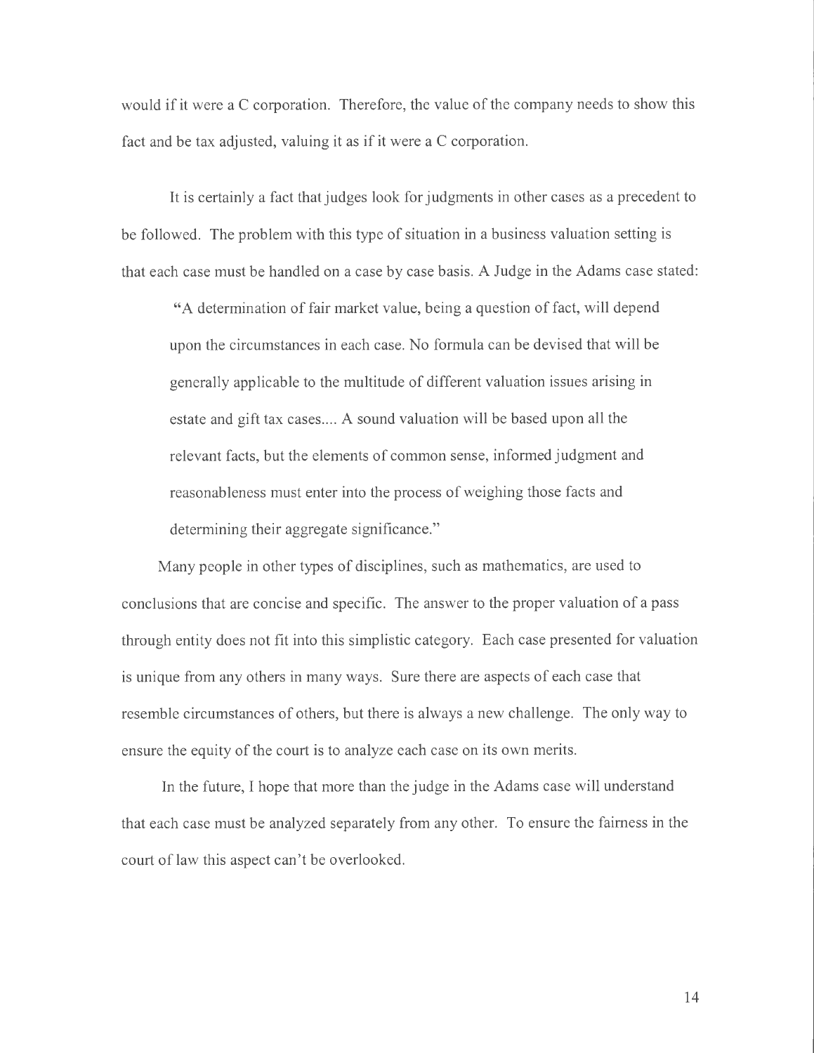would if it were a C corporation. Therefore, the value of the company needs to show this fact and be tax adjusted, valuing it as if it were a C corporation.

It is certainly a fact that judges look for judgments in other cases as a precedent to be followed. The problem with this type of situation in a business valuation setting is that each case must be handled on a case by case basis. A Judge in the Adams case stated:

> "A determination of fair market value, being a question of fact, will depend upon the circumstances in each case. No formula can be devised that will be generally applicable to the multitude of different valuation issues arising in estate and gift tax cases.... A sound valuation will be based upon all the relevant facts, but the elements of common sense, informed judgment and reasonableness must enter into the process of weighing those facts and determining their aggregate significance."

Many people in other types of disciplines, such as mathematics, are used to conclusions that are concise and specific. The answer to the proper valuation of a pass through entity does not fit into this simplistic category. Each case presented for valuation is unique from any others in many ways. Sure there are aspects of each case that resemble circumstances of others, but there is always a new challenge. The only way to ensure the equity of the court is to analyze each case on its own merits.

In the future, I hope that more than the judge in the Adams case will understand that each case must be analyzed separately from any other. To ensure the fairness in the court of law this aspect can't be overlooked.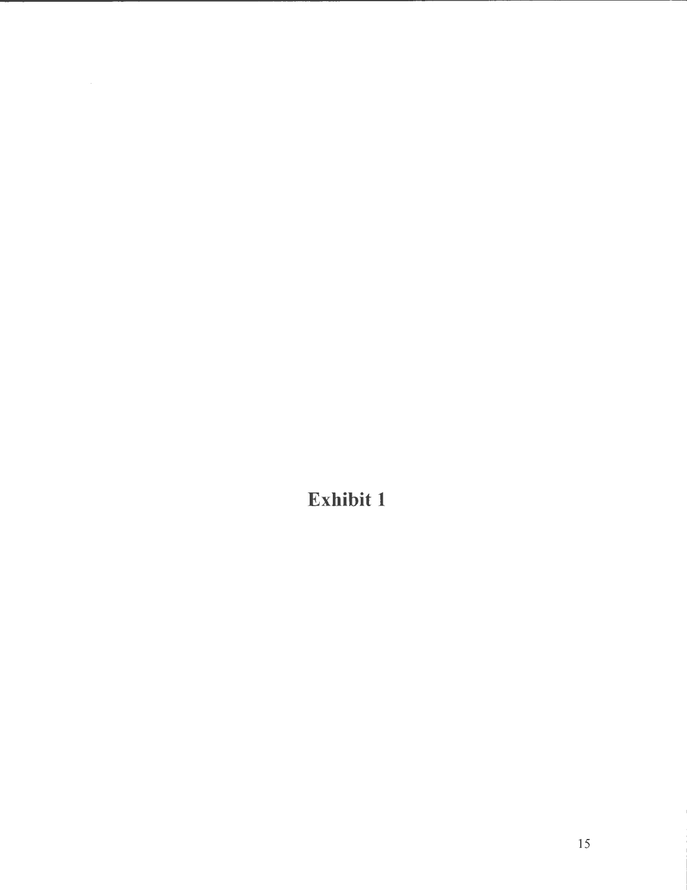# Exhibit 1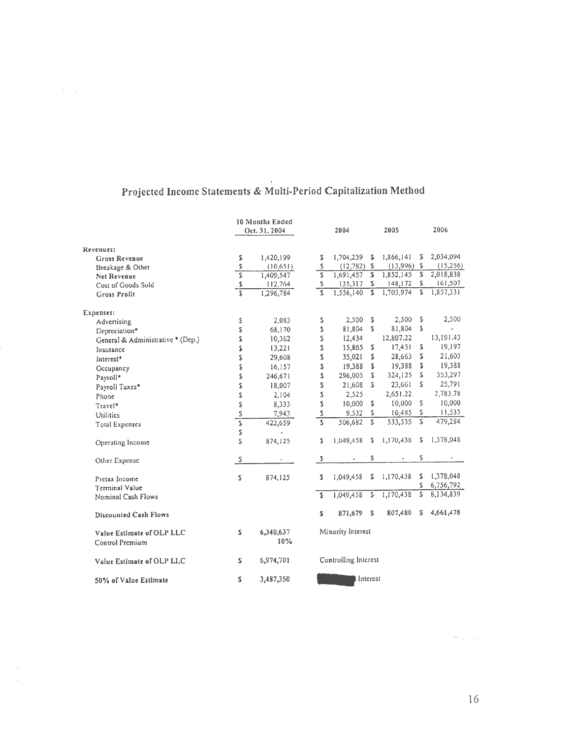# Projected Income Statements & Multi-Period Capitalization Method

| | 10 Months Ended Oct. 31, 2004 | 2004 | 2005 | 2006 |
|---|---|---|---|---|
| **Revenues:** | | | | |
| Gross Revenue | $ 1,420,199 | $ 1,704,239 | $ 1,866,141 | $ 2,034,094 |
| Breakage & Other | $ (10,651) | $ (12,782) | $ (13,996) | $ (15,256) |
| Net Revenue | $ 1,409,547 | $ 1,691,457 | $ 1,852,145 | $ 2,018,838 |
| Cost of Goods Sold | $ 112,764 | $ 135,317 | $ 148,172 | $ 161,507 |
| Gross Profit | $ 1,296,784 | $ 1,556,140 | $ 1,703,974 | $ 1,857,331 |
| **Expenses:** | | | | |
| Advertising | $ 2,083 | $ 2,500 | $ 2,500 | $ 2,500 |
| Depreciation* | $ 68,170 | $ 81,804 | $ 81,804 | $ - |
| General & Administrative * (Dep.) | $ 10,362 | $ 12,434 | 12,807.22 | 13,191.43 |
| Insurance | $ 13,221 | $ 15,865 | $ 17,451 | $ 19,197 |
| Interest* | $ 29,608 | $ 35,021 | $ 28,663 | $ 21,603 |
| Occupancy | $ 16,157 | $ 19,388 | $ 19,388 | $ 19,388 |
| Payroll* | $ 246,671 | $ 296,005 | $ 324,125 | $ 353,297 |
| Payroll Taxes* | $ 18,007 | $ 21,608 | $ 23,661 | $ 25,791 |
| Phone | $ 2,104 | $ 2,525 | 2,651.22 | 2,783.78 |
| Travel* | $ 8,333 | $ 10,000 | $ 10,000 | $ 10,000 |
| Utilities | $ 7,943 | $ 9,532 | $ 10,485 | $ 11,533 |
| Total Expenses | $ 422,659 | $ 506,682 | $ 533,535 | $ 479,284 |
| | $ - | | | |
| Operating Income | $ 874,125 | $ 1,049,458 | $ 1,170,438 | $ 1,378,048 |
| Other Expense | $ - | $ - | $ - | $ - |
| Pretax Income | $ 874,125 | $ 1,049,458 | $ 1,170,438 | $ 1,378,048 |
| Terminal Value | | | | $ 6,756,792 |
| Nominal Cash Flows | | $ 1,049,458 | $ 1,170,438 | $ 8,134,839 |
| **Discounted Cash Flows** | | $ 871,679 | $ 807,480 | $ 4,661,478 |
| **Value Estimate of OLP LLC** | $ 6,340,637 | Minority Interest | | |
| Control Premium | 10% | | | |
| **Value Estimate of OLP LLC** | $ 6,974,701 | Controlling Interest | | |
| **50% of Value Estimate** | $ 3,487,350 | [redacted] Interest | | |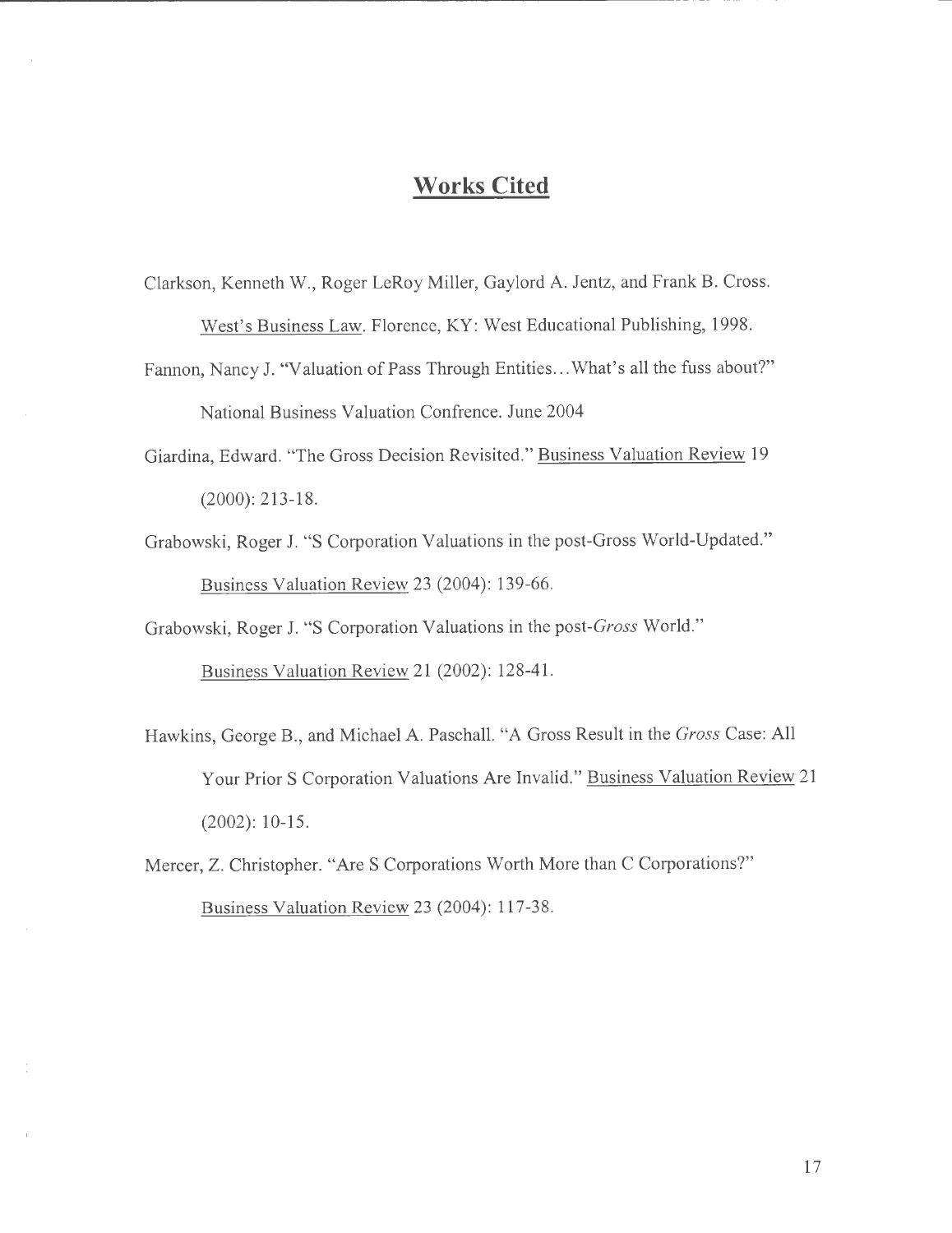# Works Cited

Clarkson, Kenneth W., Roger LeRoy Miller, Gaylord A. Jentz, and Frank B. Cross. West's Business Law. Florence, KY: West Educational Publishing, 1998.

Fannon, Nancy J. "Valuation of Pass Through Entities…What's all the fuss about?" National Business Valuation Confrence. June 2004

Giardina, Edward. "The Gross Decision Revisited." Business Valuation Review 19 (2000): 213-18.

Grabowski, Roger J. "S Corporation Valuations in the post-Gross World-Updated." Business Valuation Review 23 (2004): 139-66.

Grabowski, Roger J. "S Corporation Valuations in the post-*Gross* World." Business Valuation Review 21 (2002): 128-41.

Hawkins, George B., and Michael A. Paschall. "A Gross Result in the *Gross* Case: All Your Prior S Corporation Valuations Are Invalid." Business Valuation Review 21 (2002): 10-15.

Mercer, Z. Christopher. "Are S Corporations Worth More than C Corporations?" Business Valuation Review 23 (2004): 117-38.